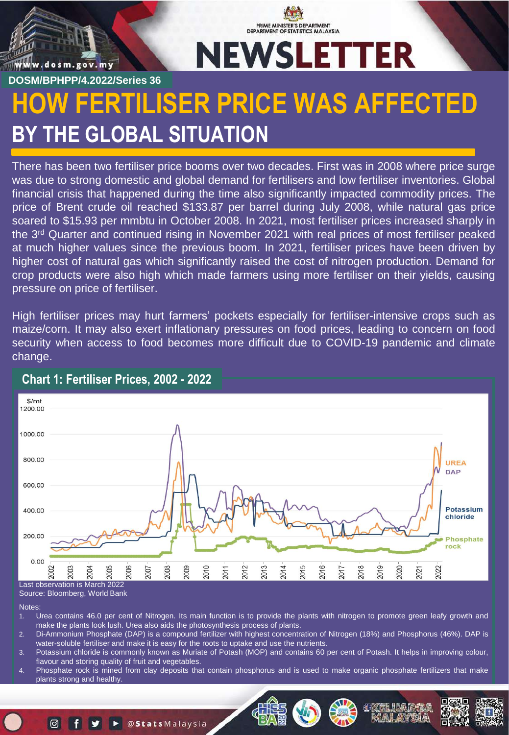PRIME MINISTER'S DEPARTMENT
DEPARTMENT OF STATISTICS MALAYSIA

# NEWSLETTER

DOSM/BPHPP/4.2022/Series 36

# HOW FERTILISER PRICE WAS AFFECTED BY THE GLOBAL SITUATION

There has been two fertiliser price booms over two decades. First was in 2008 where price surge was due to strong domestic and global demand for fertilisers and low fertiliser inventories. Global financial crisis that happened during the time also significantly impacted commodity prices. The price of Brent crude oil reached $133.87 per barrel during July 2008, while natural gas price soared to $15.93 per mmbtu in October 2008. In 2021, most fertiliser prices increased sharply in the 3rd Quarter and continued rising in November 2021 with real prices of most fertiliser peaked at much higher values since the previous boom. In 2021, fertiliser prices have been driven by higher cost of natural gas which significantly raised the cost of nitrogen production. Demand for crop products were also high which made farmers using more fertiliser on their yields, causing pressure on price of fertiliser.

High fertiliser prices may hurt farmers' pockets especially for fertiliser-intensive crops such as maize/corn. It may also exert inflationary pressures on food prices, leading to concern on food security when access to food becomes more difficult due to COVID-19 pandemic and climate change.

## Chart 1: Fertiliser Prices, 2002 - 2022

$/mt
1200.00
1000.00
800.00
600.00
400.00
200.00
0.00

2002 2003 2004 2005 2006 2007 2008 2009 2010 2011 2012 2013 2014 2015 2016 2017 2018 2019 2020 2021 2022

UREA
DAP
Potassium chloride
Phosphate rock

Last observation is March 2022
Source: Bloomberg, World Bank

Notes:

1. Urea contains 46.0 per cent of Nitrogen. Its main function is to provide the plants with nitrogen to promote green leafy growth and make the plants look lush. Urea also aids the photosynthesis process of plants.
2. Di-Ammonium Phosphate (DAP) is a compound fertilizer with highest concentration of Nitrogen (18%) and Phosphorus (46%). DAP is water-soluble fertiliser and make it is easy for the roots to uptake and use the nutrients.
3. Potassium chloride is commonly known as Muriate of Potash (MOP) and contains 60 per cent of Potash. It helps in improving colour, flavour and storing quality of fruit and vegetables.
4. Phosphate rock is mined from clay deposits that contain phosphorus and is used to make organic phosphate fertilizers that make plants strong and healthy.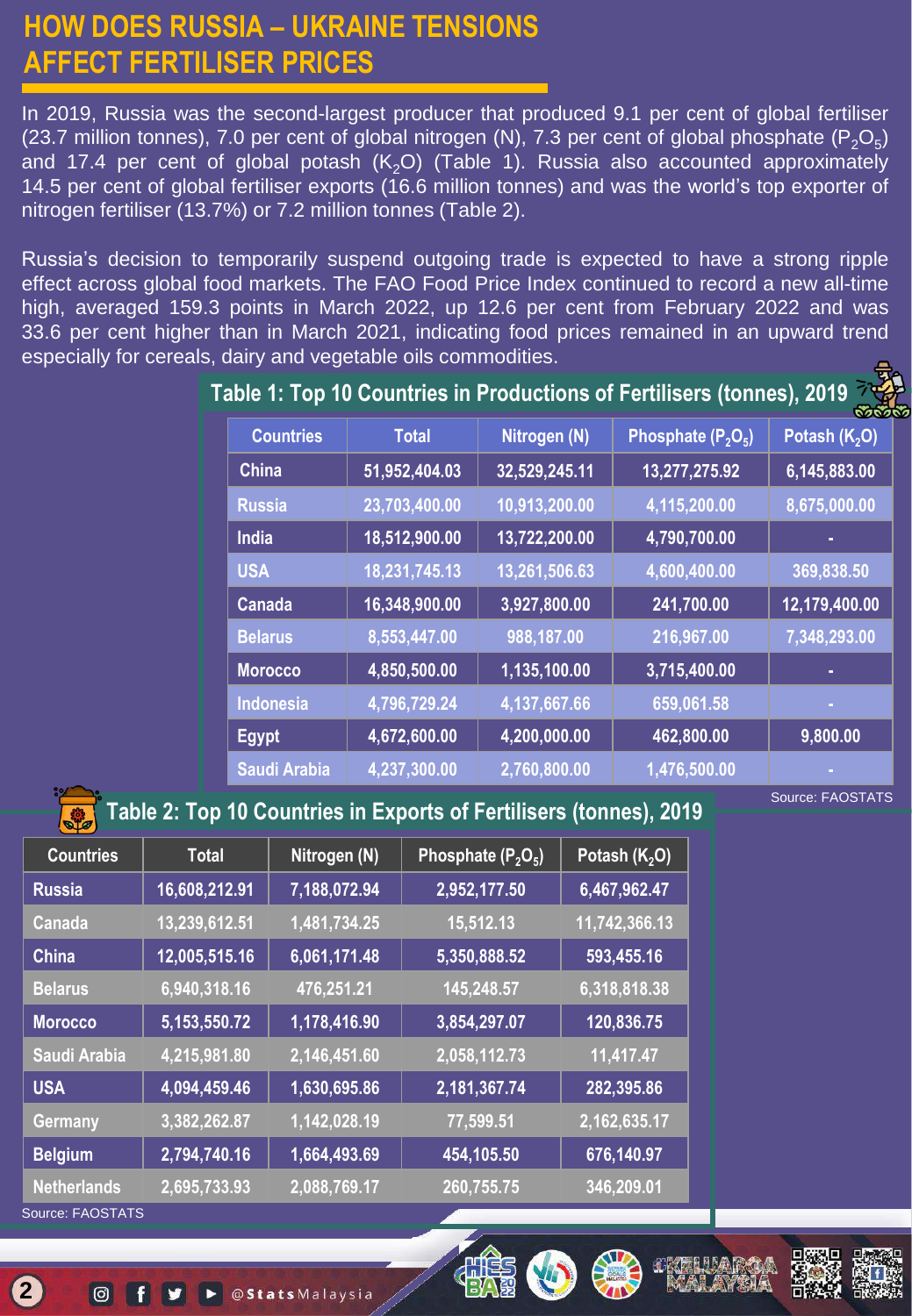# HOW DOES RUSSIA – UKRAINE TENSIONS AFFECT FERTILISER PRICES

In 2019, Russia was the second-largest producer that produced 9.1 per cent of global fertiliser (23.7 million tonnes), 7.0 per cent of global nitrogen (N), 7.3 per cent of global phosphate ($P_2O_5$) and 17.4 per cent of global potash ($K_2O$) (Table 1). Russia also accounted approximately 14.5 per cent of global fertiliser exports (16.6 million tonnes) and was the world's top exporter of nitrogen fertiliser (13.7%) or 7.2 million tonnes (Table 2).

Russia's decision to temporarily suspend outgoing trade is expected to have a strong ripple effect across global food markets. The FAO Food Price Index continued to record a new all-time high, averaged 159.3 points in March 2022, up 12.6 per cent from February 2022 and was 33.6 per cent higher than in March 2021, indicating food prices remained in an upward trend especially for cereals, dairy and vegetable oils commodities.

## Table 1: Top 10 Countries in Productions of Fertilisers (tonnes), 2019

| Countries | Total | Nitrogen (N) | Phosphate ($P_2O_5$) | Potash ($K_2O$) |
|---|---|---|---|---|
| China | 51,952,404.03 | 32,529,245.11 | 13,277,275.92 | 6,145,883.00 |
| Russia | 23,703,400.00 | 10,913,200.00 | 4,115,200.00 | 8,675,000.00 |
| India | 18,512,900.00 | 13,722,200.00 | 4,790,700.00 | - |
| USA | 18,231,745.13 | 13,261,506.63 | 4,600,400.00 | 369,838.50 |
| Canada | 16,348,900.00 | 3,927,800.00 | 241,700.00 | 12,179,400.00 |
| Belarus | 8,553,447.00 | 988,187.00 | 216,967.00 | 7,348,293.00 |
| Morocco | 4,850,500.00 | 1,135,100.00 | 3,715,400.00 | - |
| Indonesia | 4,796,729.24 | 4,137,667.66 | 659,061.58 | - |
| Egypt | 4,672,600.00 | 4,200,000.00 | 462,800.00 | 9,800.00 |
| Saudi Arabia | 4,237,300.00 | 2,760,800.00 | 1,476,500.00 | - |

Source: FAOSTATS

## Table 2: Top 10 Countries in Exports of Fertilisers (tonnes), 2019

| Countries | Total | Nitrogen (N) | Phosphate ($P_2O_5$) | Potash ($K_2O$) |
|---|---|---|---|---|
| Russia | 16,608,212.91 | 7,188,072.94 | 2,952,177.50 | 6,467,962.47 |
| Canada | 13,239,612.51 | 1,481,734.25 | 15,512.13 | 11,742,366.13 |
| China | 12,005,515.16 | 6,061,171.48 | 5,350,888.52 | 593,455.16 |
| Belarus | 6,940,318.16 | 476,251.21 | 145,248.57 | 6,318,818.38 |
| Morocco | 5,153,550.72 | 1,178,416.90 | 3,854,297.07 | 120,836.75 |
| Saudi Arabia | 4,215,981.80 | 2,146,451.60 | 2,058,112.73 | 11,417.47 |
| USA | 4,094,459.46 | 1,630,695.86 | 2,181,367.74 | 282,395.86 |
| Germany | 3,382,262.87 | 1,142,028.19 | 77,599.51 | 2,162,635.17 |
| Belgium | 2,794,740.16 | 1,664,493.69 | 454,105.50 | 676,140.97 |
| Netherlands | 2,695,733.93 | 2,088,769.17 | 260,755.75 | 346,209.01 |

Source: FAOSTATS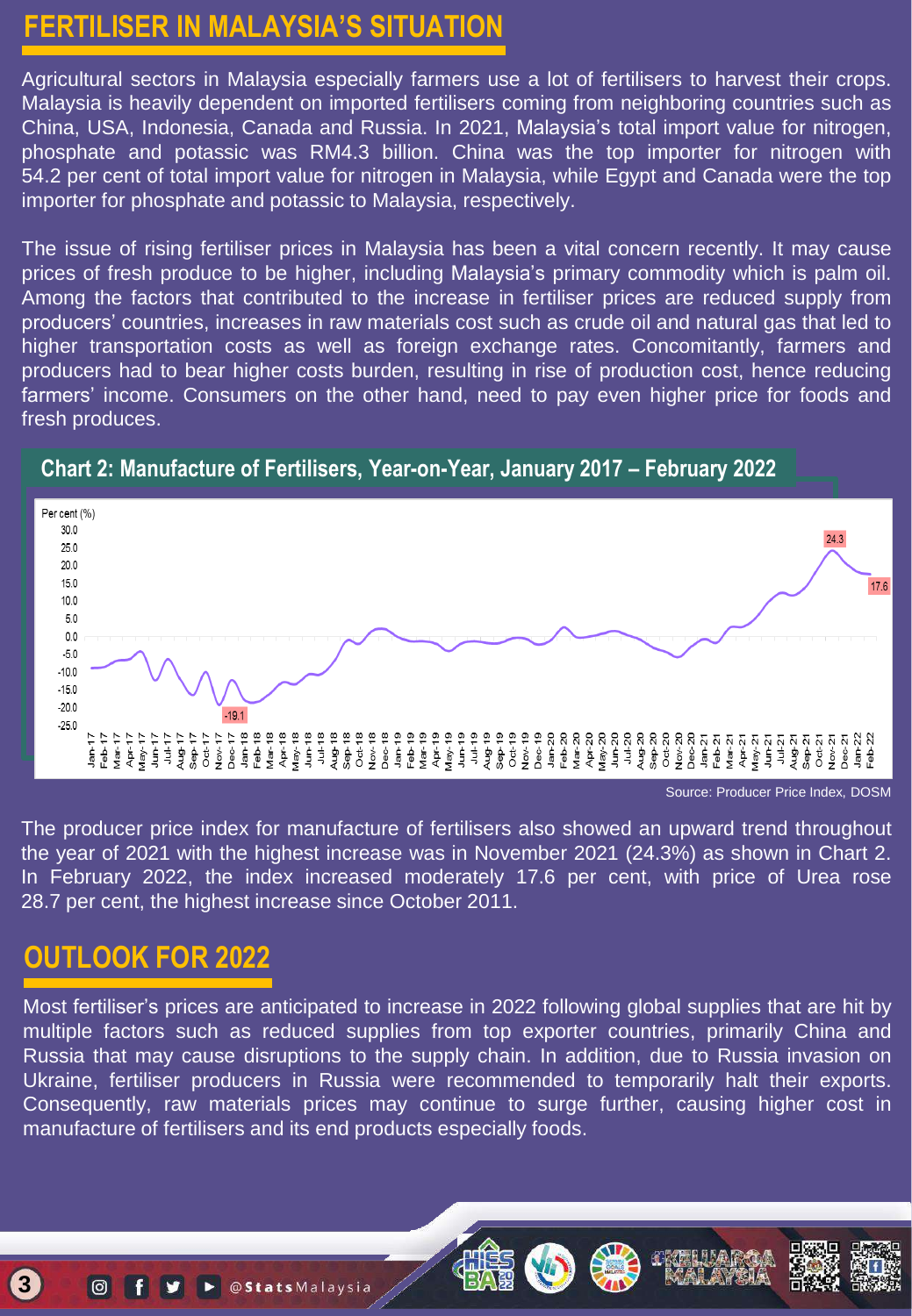# FERTILISER IN MALAYSIA'S SITUATION

Agricultural sectors in Malaysia especially farmers use a lot of fertilisers to harvest their crops. Malaysia is heavily dependent on imported fertilisers coming from neighboring countries such as China, USA, Indonesia, Canada and Russia. In 2021, Malaysia's total import value for nitrogen, phosphate and potassic was RM4.3 billion. China was the top importer for nitrogen with 54.2 per cent of total import value for nitrogen in Malaysia, while Egypt and Canada were the top importer for phosphate and potassic to Malaysia, respectively.

The issue of rising fertiliser prices in Malaysia has been a vital concern recently. It may cause prices of fresh produce to be higher, including Malaysia's primary commodity which is palm oil. Among the factors that contributed to the increase in fertiliser prices are reduced supply from producers' countries, increases in raw materials cost such as crude oil and natural gas that led to higher transportation costs as well as foreign exchange rates. Concomitantly, farmers and producers had to bear higher costs burden, resulting in rise of production cost, hence reducing farmers' income. Consumers on the other hand, need to pay even higher price for foods and fresh produces.

**Chart 2: Manufacture of Fertilisers, Year-on-Year, January 2017 – February 2022**

Per cent (%)

30.0
25.0
20.0
15.0
10.0
5.0
0.0
-5.0
-10.0
-15.0
-20.0
-25.0

24.3
17.6
-19.1

Jan-17, Feb-17, Mar-17, Apr-17, May-17, Jun-17, Jul-17, Aug-17, Sep-17, Oct-17, Nov-17, Dec-17, Jan-18, Feb-18, Mar-18, Apr-18, May-18, Jun-18, Jul-18, Aug-18, Sep-18, Oct-18, Nov-18, Dec-18, Jan-19, Feb-19, Mar-19, Apr-19, May-19, Jun-19, Jul-19, Aug-19, Sep-19, Oct-19, Nov-19, Dec-19, Jan-20, Feb-20, Mar-20, Apr-20, May-20, Jun-20, Jul-20, Aug-20, Sep-20, Oct-20, Nov-20, Dec-20, Jan-21, Feb-21, Mar-21, Apr-21, May-21, Jun-21, Jul-21, Aug-21, Sep-21, Oct-21, Nov-21, Dec-21, Jan-22, Feb-22

Source: Producer Price Index, DOSM

The producer price index for manufacture of fertilisers also showed an upward trend throughout the year of 2021 with the highest increase was in November 2021 (24.3%) as shown in Chart 2. In February 2022, the index increased moderately 17.6 per cent, with price of Urea rose 28.7 per cent, the highest increase since October 2011.

# OUTLOOK FOR 2022

Most fertiliser's prices are anticipated to increase in 2022 following global supplies that are hit by multiple factors such as reduced supplies from top exporter countries, primarily China and Russia that may cause disruptions to the supply chain. In addition, due to Russia invasion on Ukraine, fertiliser producers in Russia were recommended to temporarily halt their exports. Consequently, raw materials prices may continue to surge further, causing higher cost in manufacture of fertilisers and its end products especially foods.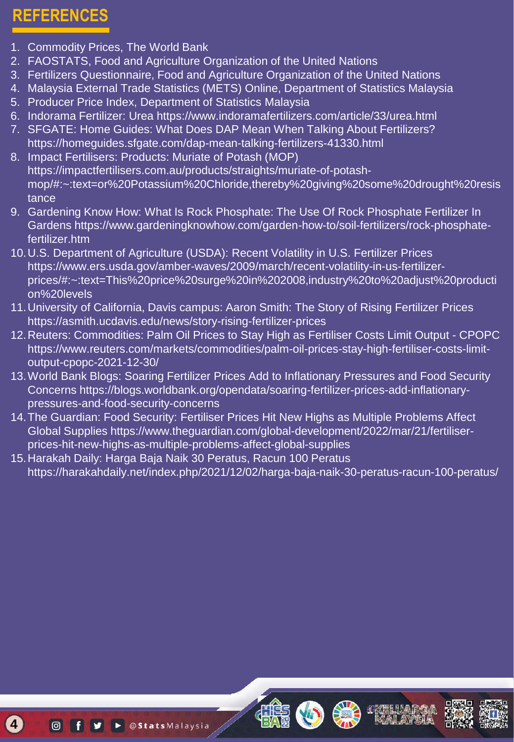# REFERENCES

1. Commodity Prices, The World Bank
2. FAOSTATS, Food and Agriculture Organization of the United Nations
3. Fertilizers Questionnaire, Food and Agriculture Organization of the United Nations
4. Malaysia External Trade Statistics (METS) Online, Department of Statistics Malaysia
5. Producer Price Index, Department of Statistics Malaysia
6. Indorama Fertilizer: Urea https://www.indoramafertilizers.com/article/33/urea.html
7. SFGATE: Home Guides: What Does DAP Mean When Talking About Fertilizers? https://homeguides.sfgate.com/dap-mean-talking-fertilizers-41330.html
8. Impact Fertilisers: Products: Muriate of Potash (MOP) https://impactfertilisers.com.au/products/straights/muriate-of-potash-mop/#:~:text=or%20Potassium%20Chloride,thereby%20giving%20some%20drought%20resistance
9. Gardening Know How: What Is Rock Phosphate: The Use Of Rock Phosphate Fertilizer In Gardens https://www.gardeningknowhow.com/garden-how-to/soil-fertilizers/rock-phosphate-fertilizer.htm
10. U.S. Department of Agriculture (USDA): Recent Volatility in U.S. Fertilizer Prices https://www.ers.usda.gov/amber-waves/2009/march/recent-volatility-in-us-fertilizer-prices/#:~:text=This%20price%20surge%20in%202008,industry%20to%20adjust%20production%20levels
11. University of California, Davis campus: Aaron Smith: The Story of Rising Fertilizer Prices https://asmith.ucdavis.edu/news/story-rising-fertilizer-prices
12. Reuters: Commodities: Palm Oil Prices to Stay High as Fertiliser Costs Limit Output - CPOPC https://www.reuters.com/markets/commodities/palm-oil-prices-stay-high-fertiliser-costs-limit-output-cpopc-2021-12-30/
13. World Bank Blogs: Soaring Fertilizer Prices Add to Inflationary Pressures and Food Security Concerns https://blogs.worldbank.org/opendata/soaring-fertilizer-prices-add-inflationary-pressures-and-food-security-concerns
14. The Guardian: Food Security: Fertiliser Prices Hit New Highs as Multiple Problems Affect Global Supplies https://www.theguardian.com/global-development/2022/mar/21/fertiliser-prices-hit-new-highs-as-multiple-problems-affect-global-supplies
15. Harakah Daily: Harga Baja Naik 30 Peratus, Racun 100 Peratus https://harakahdaily.net/index.php/2021/12/02/harga-baja-naik-30-peratus-racun-100-peratus/